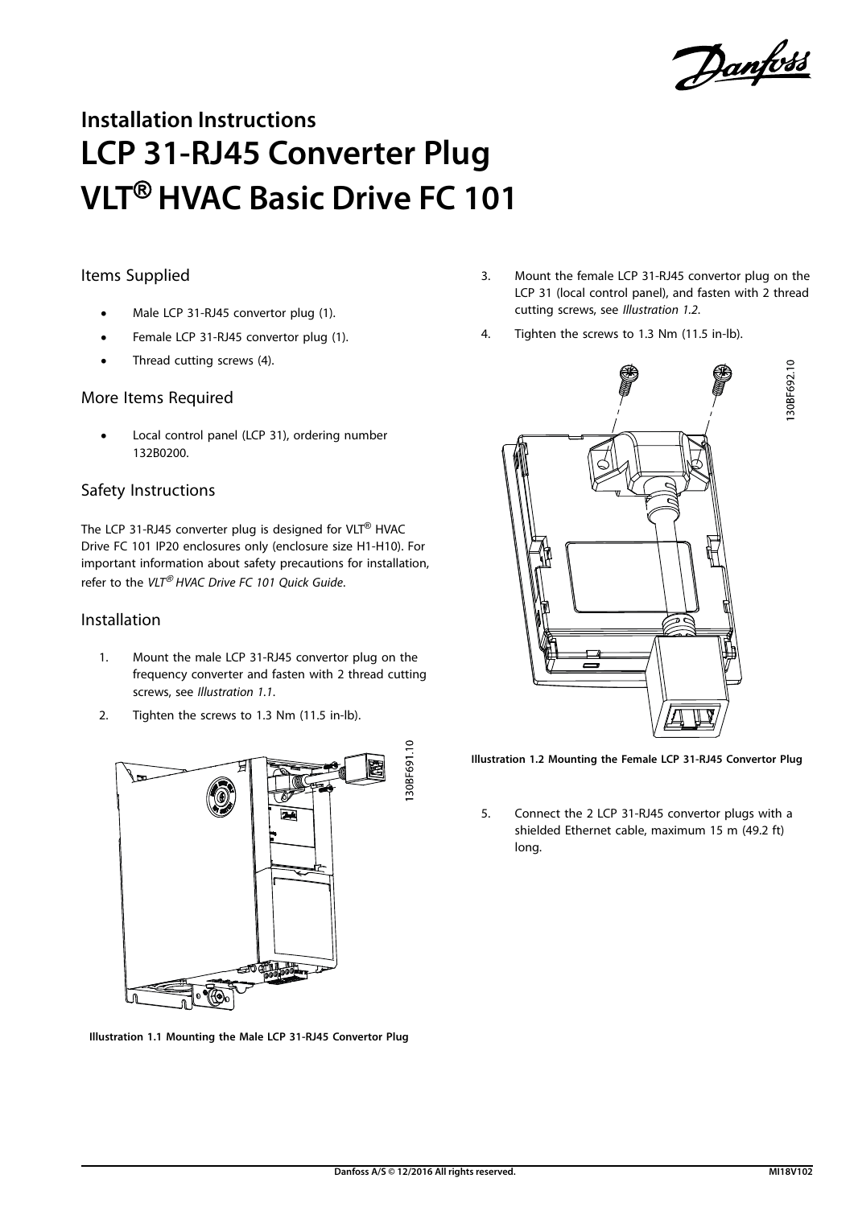# Installation Instructions

# LCP 31-RJ45 Converter Plug VLT® HVAC Basic Drive FC 101

## Items Supplied

- Male LCP 31-RJ45 convertor plug (1).
- Female LCP 31-RJ45 convertor plug (1).
- Thread cutting screws (4).

## More Items Required

- Local control panel (LCP 31), ordering number 132B0200.

## Safety Instructions

The LCP 31-RJ45 converter plug is designed for VLT® HVAC Drive FC 101 IP20 enclosures only (enclosure size H1-H10). For important information about safety precautions for installation, refer to the *VLT® HVAC Drive FC 101 Quick Guide*.

## Installation

1. Mount the male LCP 31-RJ45 convertor plug on the frequency converter and fasten with 2 thread cutting screws, see *Illustration 1.1*.
2. Tighten the screws to 1.3 Nm (11.5 in-lb).

**Illustration 1.1 Mounting the Male LCP 31-RJ45 Convertor Plug**

3. Mount the female LCP 31-RJ45 convertor plug on the LCP 31 (local control panel), and fasten with 2 thread cutting screws, see *Illustration 1.2*.
4. Tighten the screws to 1.3 Nm (11.5 in-lb).

**Illustration 1.2 Mounting the Female LCP 31-RJ45 Convertor Plug**

5. Connect the 2 LCP 31-RJ45 convertor plugs with a shielded Ethernet cable, maximum 15 m (49.2 ft) long.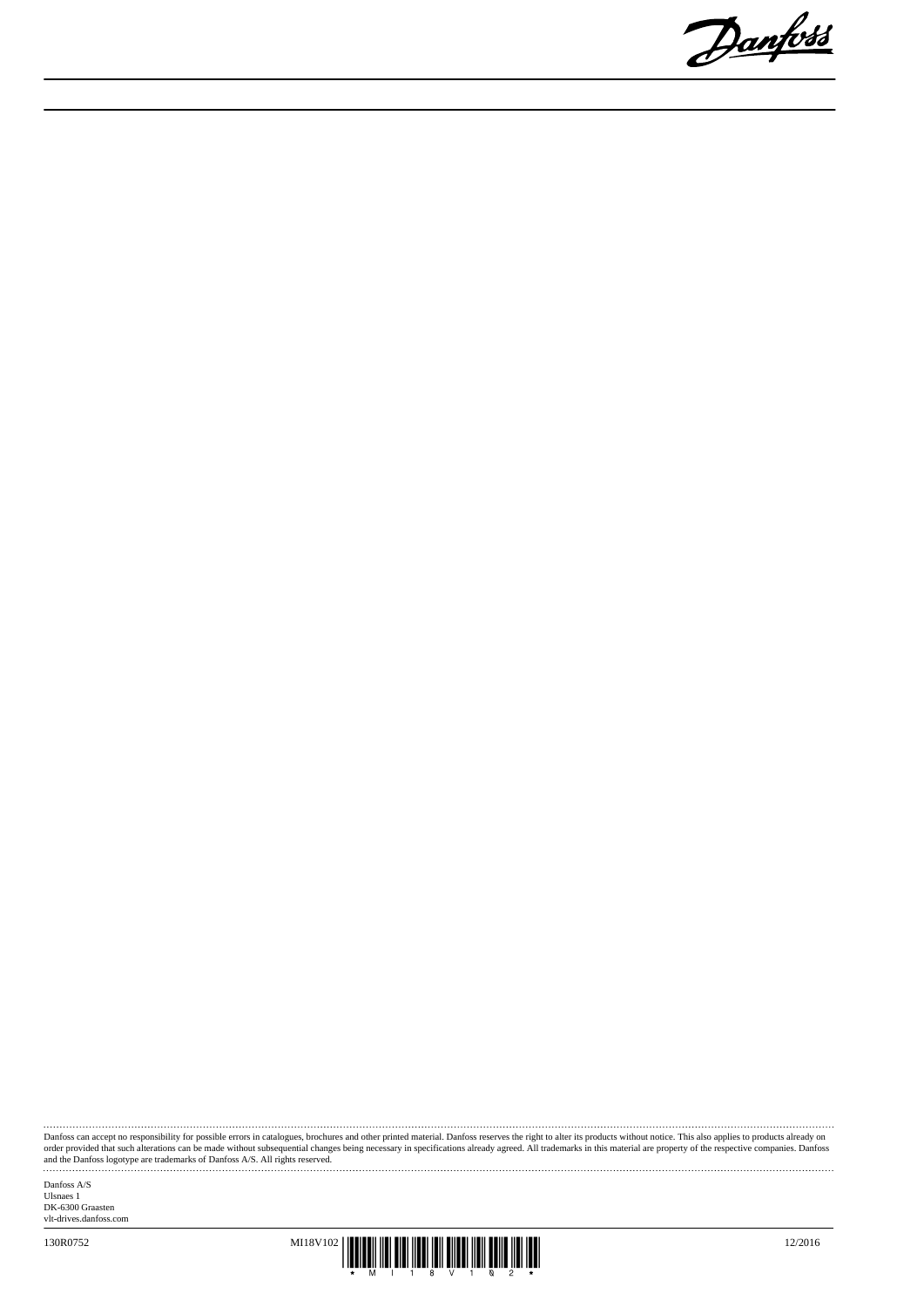Danfoss can accept no responsibility for possible errors in catalogues, brochures and other printed material. Danfoss reserves the right to alter its products without notice. This also applies to products already on order provided that such alterations can be made without subsequential changes being necessary in specifications already agreed. All trademarks in this material are property of the respective companies. Danfoss and the Danfoss logotype are trademarks of Danfoss A/S. All rights reserved.

Danfoss A/S
Ulsnaes 1
DK-6300 Graasten
vlt-drives.danfoss.com

130R0752

MI18V102

*MI18V102*

12/2016